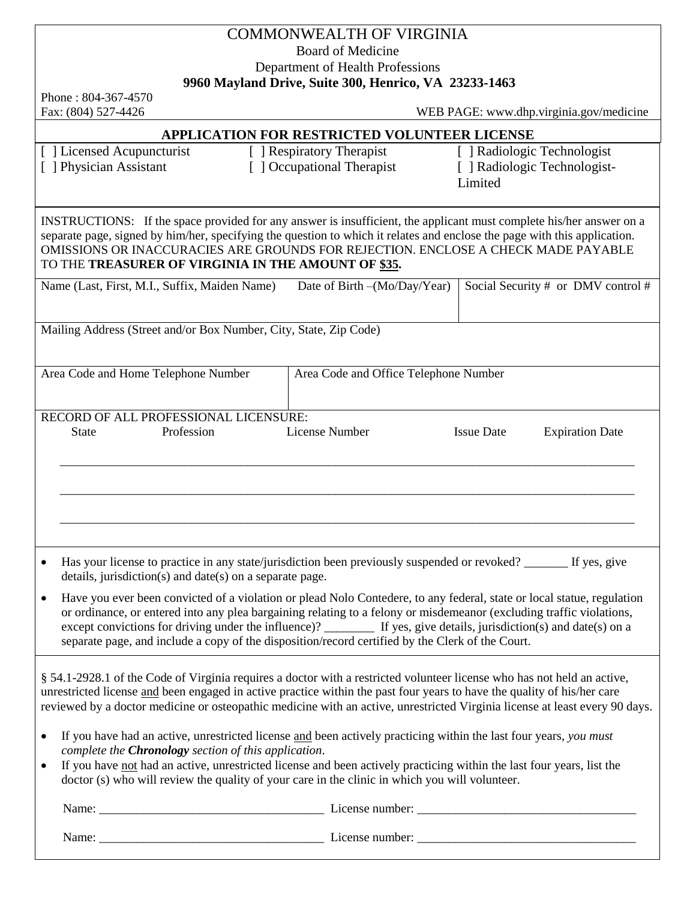# COMMONWEALTH OF VIRGINIA

Board of Medicine

Department of Health Professions

**9960 Mayland Drive, Suite 300, Henrico, VA 23233-1463**

Phone : 804-367-4570

Fax: (804) 527-4426

WEB PAGE: www.dhp.virginia.gov/medicine

## APPLICATION FOR RESTRICTED VOLUNTEER LICENSE

| | | |
|---|---|---|
| [ ] Licensed Acupuncturist | [ ] Respiratory Therapist | [ ] Radiologic Technologist |
| [ ] Physician Assistant | [ ] Occupational Therapist | [ ] Radiologic Technologist-Limited |

INSTRUCTIONS: If the space provided for any answer is insufficient, the applicant must complete his/her answer on a separate page, signed by him/her, specifying the question to which it relates and enclose the page with this application. OMISSIONS OR INACCURACIES ARE GROUNDS FOR REJECTION. ENCLOSE A CHECK MADE PAYABLE TO THE **TREASURER OF VIRGINIA IN THE AMOUNT OF $35.**

| Name (Last, First, M.I., Suffix, Maiden Name) | Date of Birth –(Mo/Day/Year) | Social Security # or DMV control # |
|---|---|---|
| | | |

| Mailing Address (Street and/or Box Number, City, State, Zip Code) |
|---|
| |

| Area Code and Home Telephone Number | Area Code and Office Telephone Number |
|---|---|
| | |

RECORD OF ALL PROFESSIONAL LICENSURE:

| State | Profession | License Number | Issue Date | Expiration Date |
|---|---|---|---|---|
| | | | | |
| | | | | |
| | | | | |

- Has your license to practice in any state/jurisdiction been previously suspended or revoked? _______ If yes, give details, jurisdiction(s) and date(s) on a separate page.
- Have you ever been convicted of a violation or plead Nolo Contedere, to any federal, state or local statue, regulation or ordinance, or entered into any plea bargaining relating to a felony or misdemeanor (excluding traffic violations, except convictions for driving under the influence)? ________ If yes, give details, jurisdiction(s) and date(s) on a separate page, and include a copy of the disposition/record certified by the Clerk of the Court.

§ 54.1-2928.1 of the Code of Virginia requires a doctor with a restricted volunteer license who has not held an active, unrestricted license and been engaged in active practice within the past four years to have the quality of his/her care reviewed by a doctor medicine or osteopathic medicine with an active, unrestricted Virginia license at least every 90 days.

- If you have had an active, unrestricted license and been actively practicing within the last four years, *you must complete the **Chronology** section of this application*.
- If you have not had an active, unrestricted license and been actively practicing within the last four years, list the doctor (s) who will review the quality of your care in the clinic in which you will volunteer.

Name: ____________________________________ License number: ___________________________________

Name: ____________________________________ License number: ___________________________________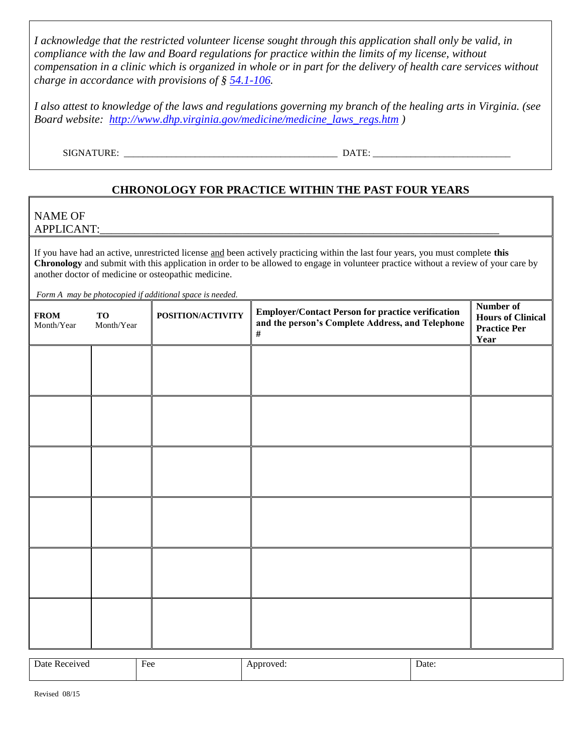*I acknowledge that the restricted volunteer license sought through this application shall only be valid, in compliance with the law and Board regulations for practice within the limits of my license, without compensation in a clinic which is organized in whole or in part for the delivery of health care services without charge in accordance with provisions of § 54.1-106.*

*I also attest to knowledge of the laws and regulations governing my branch of the healing arts in Virginia. (see Board website: http://www.dhp.virginia.gov/medicine/medicine_laws_regs.htm )*

SIGNATURE: ___________________________________________ DATE: ___________________________

## CHRONOLOGY FOR PRACTICE WITHIN THE PAST FOUR YEARS

NAME OF APPLICANT:_________________________________________________________________________

If you have had an active, unrestricted license and been actively practicing within the last four years, you must complete **this Chronology** and submit with this application in order to be allowed to engage in volunteer practice without a review of your care by another doctor of medicine or osteopathic medicine.

*Form A may be photocopied if additional space is needed.*

| **FROM** Month/Year | **TO** Month/Year | **POSITION/ACTIVITY** | **Employer/Contact Person for practice verification and the person's Complete Address, and Telephone #** | **Number of Hours of Clinical Practice Per Year** |
|---|---|---|---|---|
| | | | | |
| | | | | |
| | | | | |
| | | | | |
| | | | | |
| | | | | |

| Date Received | Fee | Approved: | Date: |
|---|---|---|---|
| | | | |

Revised 08/15